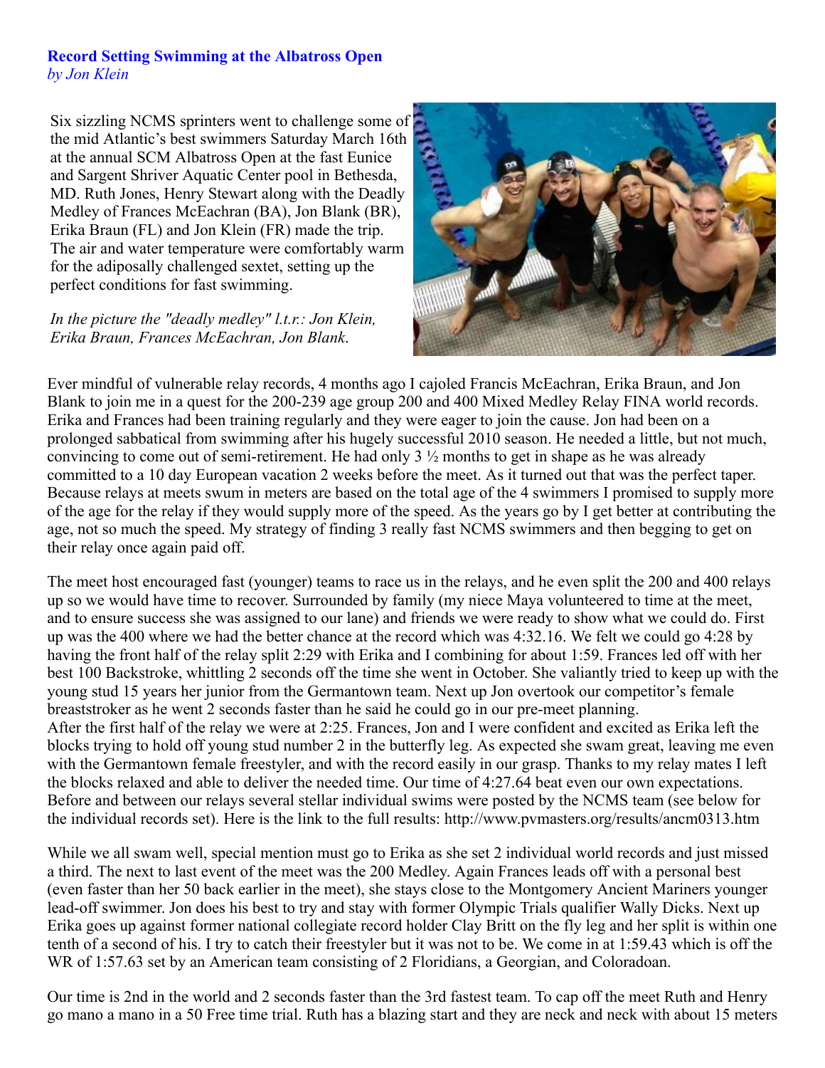## Record Setting Swimming at the Albatross Open

*by Jon Klein*

Six sizzling NCMS sprinters went to challenge some of the mid Atlantic's best swimmers Saturday March 16th at the annual SCM Albatross Open at the fast Eunice and Sargent Shriver Aquatic Center pool in Bethesda, MD. Ruth Jones, Henry Stewart along with the Deadly Medley of Frances McEachran (BA), Jon Blank (BR), Erika Braun (FL) and Jon Klein (FR) made the trip. The air and water temperature were comfortably warm for the adiposally challenged sextet, setting up the perfect conditions for fast swimming.

*In the picture the "deadly medley" l.t.r.: Jon Klein, Erika Braun, Frances McEachran, Jon Blank.*

Ever mindful of vulnerable relay records, 4 months ago I cajoled Francis McEachran, Erika Braun, and Jon Blank to join me in a quest for the 200-239 age group 200 and 400 Mixed Medley Relay FINA world records. Erika and Frances had been training regularly and they were eager to join the cause. Jon had been on a prolonged sabbatical from swimming after his hugely successful 2010 season. He needed a little, but not much, convincing to come out of semi-retirement. He had only 3 ½ months to get in shape as he was already committed to a 10 day European vacation 2 weeks before the meet. As it turned out that was the perfect taper. Because relays at meets swum in meters are based on the total age of the 4 swimmers I promised to supply more of the age for the relay if they would supply more of the speed. As the years go by I get better at contributing the age, not so much the speed. My strategy of finding 3 really fast NCMS swimmers and then begging to get on their relay once again paid off.

The meet host encouraged fast (younger) teams to race us in the relays, and he even split the 200 and 400 relays up so we would have time to recover. Surrounded by family (my niece Maya volunteered to time at the meet, and to ensure success she was assigned to our lane) and friends we were ready to show what we could do. First up was the 400 where we had the better chance at the record which was 4:32.16. We felt we could go 4:28 by having the front half of the relay split 2:29 with Erika and I combining for about 1:59. Frances led off with her best 100 Backstroke, whittling 2 seconds off the time she went in October. She valiantly tried to keep up with the young stud 15 years her junior from the Germantown team. Next up Jon overtook our competitor's female breaststroker as he went 2 seconds faster than he said he could go in our pre-meet planning.
After the first half of the relay we were at 2:25. Frances, Jon and I were confident and excited as Erika left the blocks trying to hold off young stud number 2 in the butterfly leg. As expected she swam great, leaving me even with the Germantown female freestyler, and with the record easily in our grasp. Thanks to my relay mates I left the blocks relaxed and able to deliver the needed time. Our time of 4:27.64 beat even our own expectations. Before and between our relays several stellar individual swims were posted by the NCMS team (see below for the individual records set). Here is the link to the full results: http://www.pvmasters.org/results/ancm0313.htm

While we all swam well, special mention must go to Erika as she set 2 individual world records and just missed a third. The next to last event of the meet was the 200 Medley. Again Frances leads off with a personal best (even faster than her 50 back earlier in the meet), she stays close to the Montgomery Ancient Mariners younger lead-off swimmer. Jon does his best to try and stay with former Olympic Trials qualifier Wally Dicks. Next up Erika goes up against former national collegiate record holder Clay Britt on the fly leg and her split is within one tenth of a second of his. I try to catch their freestyler but it was not to be. We come in at 1:59.43 which is off the WR of 1:57.63 set by an American team consisting of 2 Floridians, a Georgian, and Coloradoan.

Our time is 2nd in the world and 2 seconds faster than the 3rd fastest team. To cap off the meet Ruth and Henry go mano a mano in a 50 Free time trial. Ruth has a blazing start and they are neck and neck with about 15 meters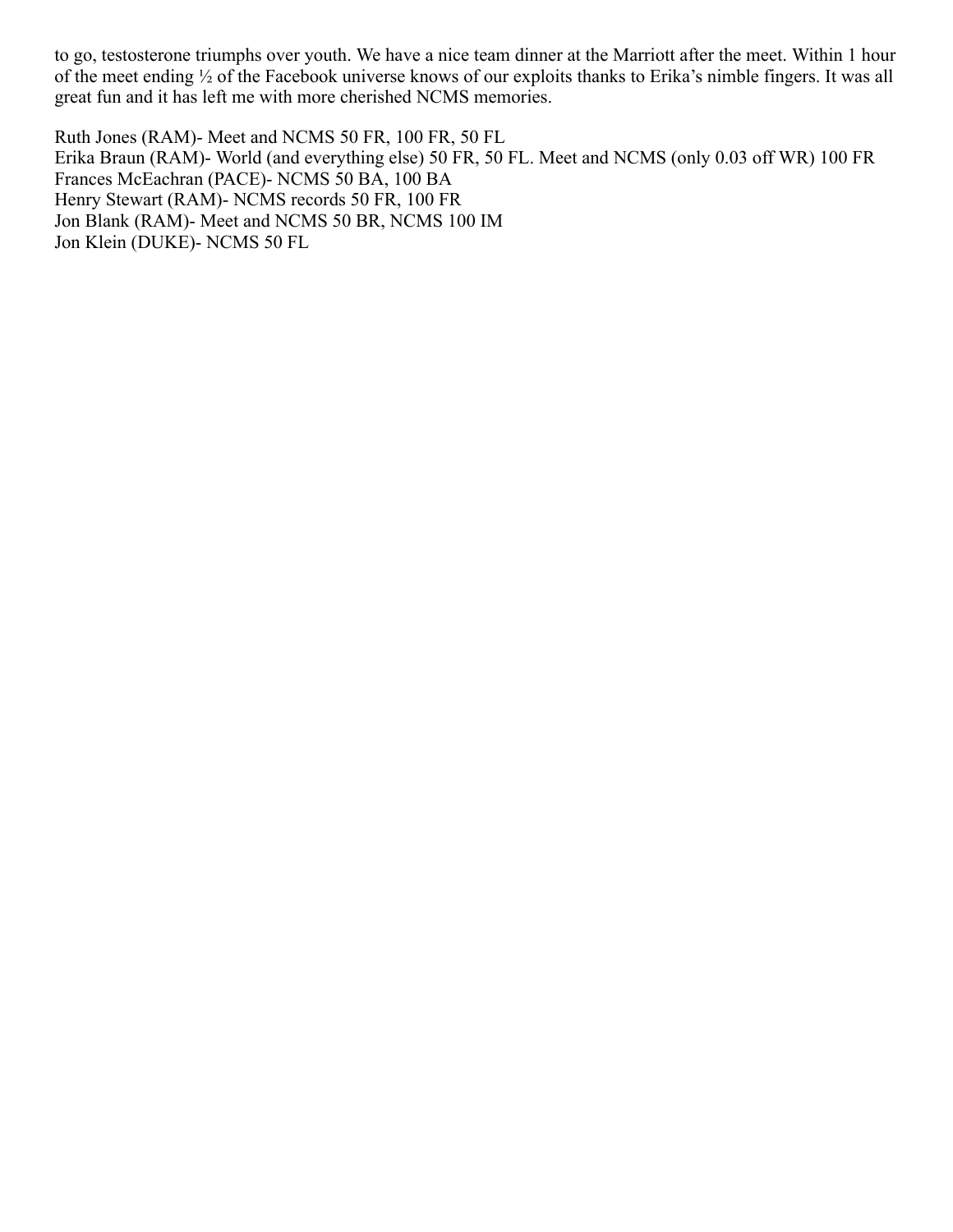to go, testosterone triumphs over youth. We have a nice team dinner at the Marriott after the meet. Within 1 hour of the meet ending ½ of the Facebook universe knows of our exploits thanks to Erika's nimble fingers. It was all great fun and it has left me with more cherished NCMS memories.

Ruth Jones (RAM)- Meet and NCMS 50 FR, 100 FR, 50 FL
Erika Braun (RAM)- World (and everything else) 50 FR, 50 FL. Meet and NCMS (only 0.03 off WR) 100 FR
Frances McEachran (PACE)- NCMS 50 BA, 100 BA
Henry Stewart (RAM)- NCMS records 50 FR, 100 FR
Jon Blank (RAM)- Meet and NCMS 50 BR, NCMS 100 IM
Jon Klein (DUKE)- NCMS 50 FL